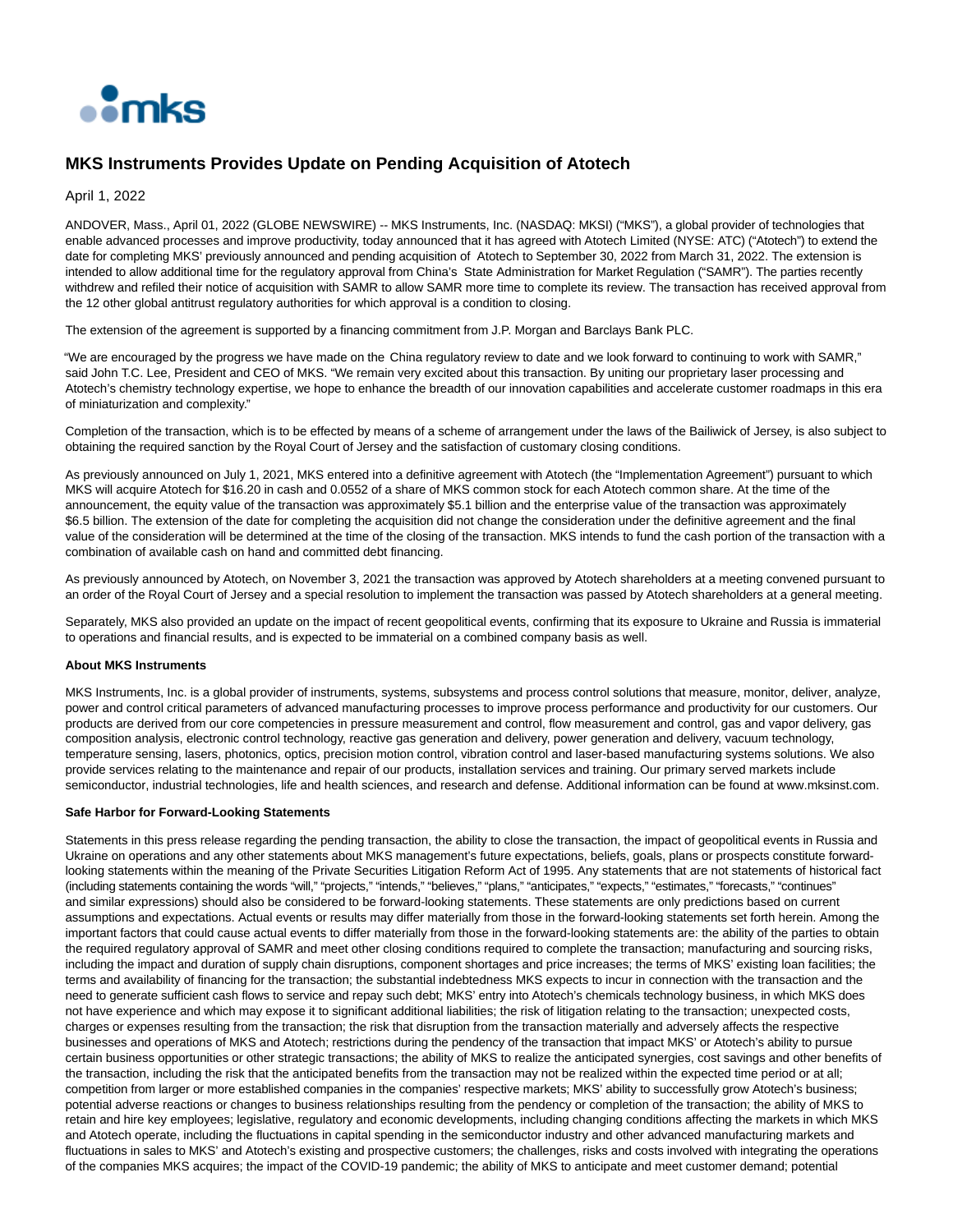# MKS Instruments Provides Update on Pending Acquisition of Atotech

April 1, 2022

ANDOVER, Mass., April 01, 2022 (GLOBE NEWSWIRE) -- MKS Instruments, Inc. (NASDAQ: MKSI) ("MKS"), a global provider of technologies that enable advanced processes and improve productivity, today announced that it has agreed with Atotech Limited (NYSE: ATC) ("Atotech") to extend the date for completing MKS' previously announced and pending acquisition of Atotech to September 30, 2022 from March 31, 2022. The extension is intended to allow additional time for the regulatory approval from China's State Administration for Market Regulation ("SAMR"). The parties recently withdrew and refiled their notice of acquisition with SAMR to allow SAMR more time to complete its review. The transaction has received approval from the 12 other global antitrust regulatory authorities for which approval is a condition to closing.

The extension of the agreement is supported by a financing commitment from J.P. Morgan and Barclays Bank PLC.

"We are encouraged by the progress we have made on the China regulatory review to date and we look forward to continuing to work with SAMR," said John T.C. Lee, President and CEO of MKS. "We remain very excited about this transaction. By uniting our proprietary laser processing and Atotech's chemistry technology expertise, we hope to enhance the breadth of our innovation capabilities and accelerate customer roadmaps in this era of miniaturization and complexity."

Completion of the transaction, which is to be effected by means of a scheme of arrangement under the laws of the Bailiwick of Jersey, is also subject to obtaining the required sanction by the Royal Court of Jersey and the satisfaction of customary closing conditions.

As previously announced on July 1, 2021, MKS entered into a definitive agreement with Atotech (the "Implementation Agreement") pursuant to which MKS will acquire Atotech for $16.20 in cash and 0.0552 of a share of MKS common stock for each Atotech common share. At the time of the announcement, the equity value of the transaction was approximately $5.1 billion and the enterprise value of the transaction was approximately $6.5 billion. The extension of the date for completing the acquisition did not change the consideration under the definitive agreement and the final value of the consideration will be determined at the time of the closing of the transaction. MKS intends to fund the cash portion of the transaction with a combination of available cash on hand and committed debt financing.

As previously announced by Atotech, on November 3, 2021 the transaction was approved by Atotech shareholders at a meeting convened pursuant to an order of the Royal Court of Jersey and a special resolution to implement the transaction was passed by Atotech shareholders at a general meeting.

Separately, MKS also provided an update on the impact of recent geopolitical events, confirming that its exposure to Ukraine and Russia is immaterial to operations and financial results, and is expected to be immaterial on a combined company basis as well.

**About MKS Instruments**

MKS Instruments, Inc. is a global provider of instruments, systems, subsystems and process control solutions that measure, monitor, deliver, analyze, power and control critical parameters of advanced manufacturing processes to improve process performance and productivity for our customers. Our products are derived from our core competencies in pressure measurement and control, flow measurement and control, gas and vapor delivery, gas composition analysis, electronic control technology, reactive gas generation and delivery, power generation and delivery, vacuum technology, temperature sensing, lasers, photonics, optics, precision motion control, vibration control and laser-based manufacturing systems solutions. We also provide services relating to the maintenance and repair of our products, installation services and training. Our primary served markets include semiconductor, industrial technologies, life and health sciences, and research and defense. Additional information can be found at www.mksinst.com.

**Safe Harbor for Forward-Looking Statements**

Statements in this press release regarding the pending transaction, the ability to close the transaction, the impact of geopolitical events in Russia and Ukraine on operations and any other statements about MKS management's future expectations, beliefs, goals, plans or prospects constitute forward-looking statements within the meaning of the Private Securities Litigation Reform Act of 1995. Any statements that are not statements of historical fact (including statements containing the words "will," "projects," "intends," "believes," "plans," "anticipates," "expects," "estimates," "forecasts," "continues" and similar expressions) should also be considered to be forward-looking statements. These statements are only predictions based on current assumptions and expectations. Actual events or results may differ materially from those in the forward-looking statements set forth herein. Among the important factors that could cause actual events to differ materially from those in the forward-looking statements are: the ability of the parties to obtain the required regulatory approval of SAMR and meet other closing conditions required to complete the transaction; manufacturing and sourcing risks, including the impact and duration of supply chain disruptions, component shortages and price increases; the terms of MKS' existing loan facilities; the terms and availability of financing for the transaction; the substantial indebtedness MKS expects to incur in connection with the transaction and the need to generate sufficient cash flows to service and repay such debt; MKS' entry into Atotech's chemicals technology business, in which MKS does not have experience and which may expose it to significant additional liabilities; the risk of litigation relating to the transaction; unexpected costs, charges or expenses resulting from the transaction; the risk that disruption from the transaction materially and adversely affects the respective businesses and operations of MKS and Atotech; restrictions during the pendency of the transaction that impact MKS' or Atotech's ability to pursue certain business opportunities or other strategic transactions; the ability of MKS to realize the anticipated synergies, cost savings and other benefits of the transaction, including the risk that the anticipated benefits from the transaction may not be realized within the expected time period or at all; competition from larger or more established companies in the companies' respective markets; MKS' ability to successfully grow Atotech's business; potential adverse reactions or changes to business relationships resulting from the pendency or completion of the transaction; the ability of MKS to retain and hire key employees; legislative, regulatory and economic developments, including changing conditions affecting the markets in which MKS and Atotech operate, including the fluctuations in capital spending in the semiconductor industry and other advanced manufacturing markets and fluctuations in sales to MKS' and Atotech's existing and prospective customers; the challenges, risks and costs involved with integrating the operations of the companies MKS acquires; the impact of the COVID-19 pandemic; the ability of MKS to anticipate and meet customer demand; potential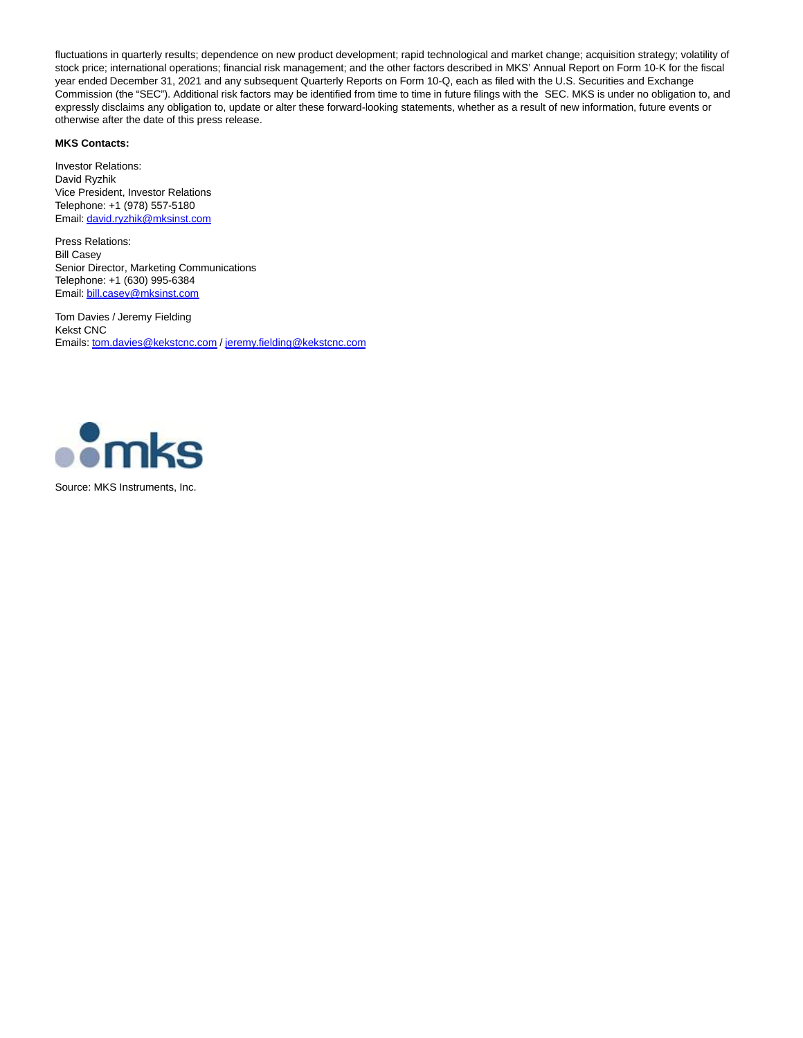fluctuations in quarterly results; dependence on new product development; rapid technological and market change; acquisition strategy; volatility of stock price; international operations; financial risk management; and the other factors described in MKS' Annual Report on Form 10-K for the fiscal year ended December 31, 2021 and any subsequent Quarterly Reports on Form 10-Q, each as filed with the U.S. Securities and Exchange Commission (the "SEC"). Additional risk factors may be identified from time to time in future filings with the SEC. MKS is under no obligation to, and expressly disclaims any obligation to, update or alter these forward-looking statements, whether as a result of new information, future events or otherwise after the date of this press release.

**MKS Contacts:**

Investor Relations:
David Ryzhik
Vice President, Investor Relations
Telephone: +1 (978) 557-5180
Email: david.ryzhik@mksinst.com

Press Relations:
Bill Casey
Senior Director, Marketing Communications
Telephone: +1 (630) 995-6384
Email: bill.casey@mksinst.com

Tom Davies / Jeremy Fielding
Kekst CNC
Emails: tom.davies@kekstcnc.com / jeremy.fielding@kekstcnc.com

Source: MKS Instruments, Inc.